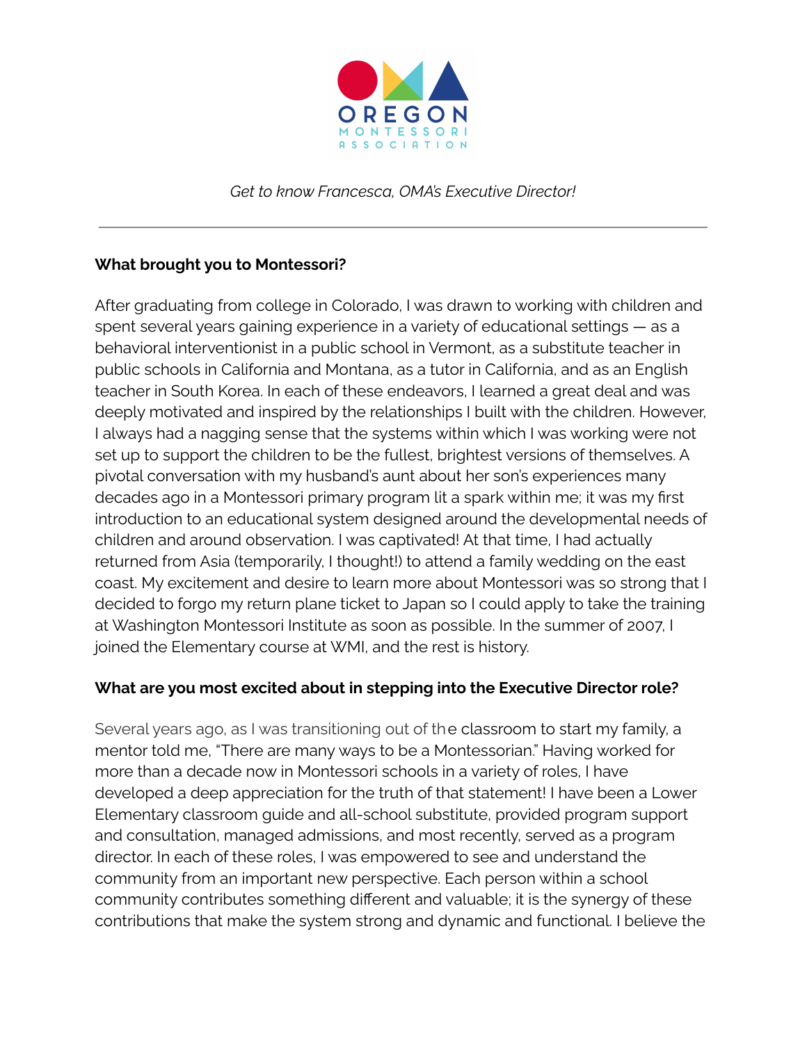*Get to know Francesca, OMA's Executive Director!*

---

**What brought you to Montessori?**

After graduating from college in Colorado, I was drawn to working with children and spent several years gaining experience in a variety of educational settings — as a behavioral interventionist in a public school in Vermont, as a substitute teacher in public schools in California and Montana, as a tutor in California, and as an English teacher in South Korea. In each of these endeavors, I learned a great deal and was deeply motivated and inspired by the relationships I built with the children. However, I always had a nagging sense that the systems within which I was working were not set up to support the children to be the fullest, brightest versions of themselves. A pivotal conversation with my husband's aunt about her son's experiences many decades ago in a Montessori primary program lit a spark within me; it was my first introduction to an educational system designed around the developmental needs of children and around observation. I was captivated! At that time, I had actually returned from Asia (temporarily, I thought!) to attend a family wedding on the east coast. My excitement and desire to learn more about Montessori was so strong that I decided to forgo my return plane ticket to Japan so I could apply to take the training at Washington Montessori Institute as soon as possible. In the summer of 2007, I joined the Elementary course at WMI, and the rest is history.

**What are you most excited about in stepping into the Executive Director role?**

Several years ago, as I was transitioning out of the classroom to start my family, a mentor told me, "There are many ways to be a Montessorian." Having worked for more than a decade now in Montessori schools in a variety of roles, I have developed a deep appreciation for the truth of that statement! I have been a Lower Elementary classroom guide and all-school substitute, provided program support and consultation, managed admissions, and most recently, served as a program director. In each of these roles, I was empowered to see and understand the community from an important new perspective. Each person within a school community contributes something different and valuable; it is the synergy of these contributions that make the system strong and dynamic and functional. I believe the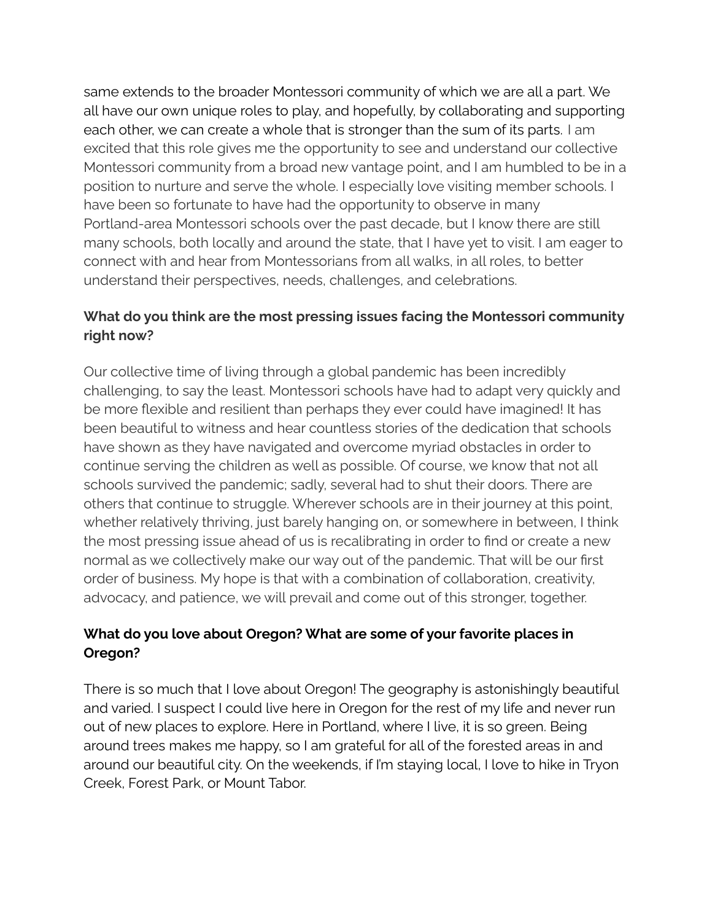same extends to the broader Montessori community of which we are all a part. We all have our own unique roles to play, and hopefully, by collaborating and supporting each other, we can create a whole that is stronger than the sum of its parts. I am excited that this role gives me the opportunity to see and understand our collective Montessori community from a broad new vantage point, and I am humbled to be in a position to nurture and serve the whole. I especially love visiting member schools. I have been so fortunate to have had the opportunity to observe in many Portland-area Montessori schools over the past decade, but I know there are still many schools, both locally and around the state, that I have yet to visit. I am eager to connect with and hear from Montessorians from all walks, in all roles, to better understand their perspectives, needs, challenges, and celebrations.

**What do you think are the most pressing issues facing the Montessori community right now?**

Our collective time of living through a global pandemic has been incredibly challenging, to say the least. Montessori schools have had to adapt very quickly and be more flexible and resilient than perhaps they ever could have imagined! It has been beautiful to witness and hear countless stories of the dedication that schools have shown as they have navigated and overcome myriad obstacles in order to continue serving the children as well as possible. Of course, we know that not all schools survived the pandemic; sadly, several had to shut their doors. There are others that continue to struggle. Wherever schools are in their journey at this point, whether relatively thriving, just barely hanging on, or somewhere in between, I think the most pressing issue ahead of us is recalibrating in order to find or create a new normal as we collectively make our way out of the pandemic. That will be our first order of business. My hope is that with a combination of collaboration, creativity, advocacy, and patience, we will prevail and come out of this stronger, together.

**What do you love about Oregon? What are some of your favorite places in Oregon?**

There is so much that I love about Oregon! The geography is astonishingly beautiful and varied. I suspect I could live here in Oregon for the rest of my life and never run out of new places to explore. Here in Portland, where I live, it is so green. Being around trees makes me happy, so I am grateful for all of the forested areas in and around our beautiful city. On the weekends, if I'm staying local, I love to hike in Tryon Creek, Forest Park, or Mount Tabor.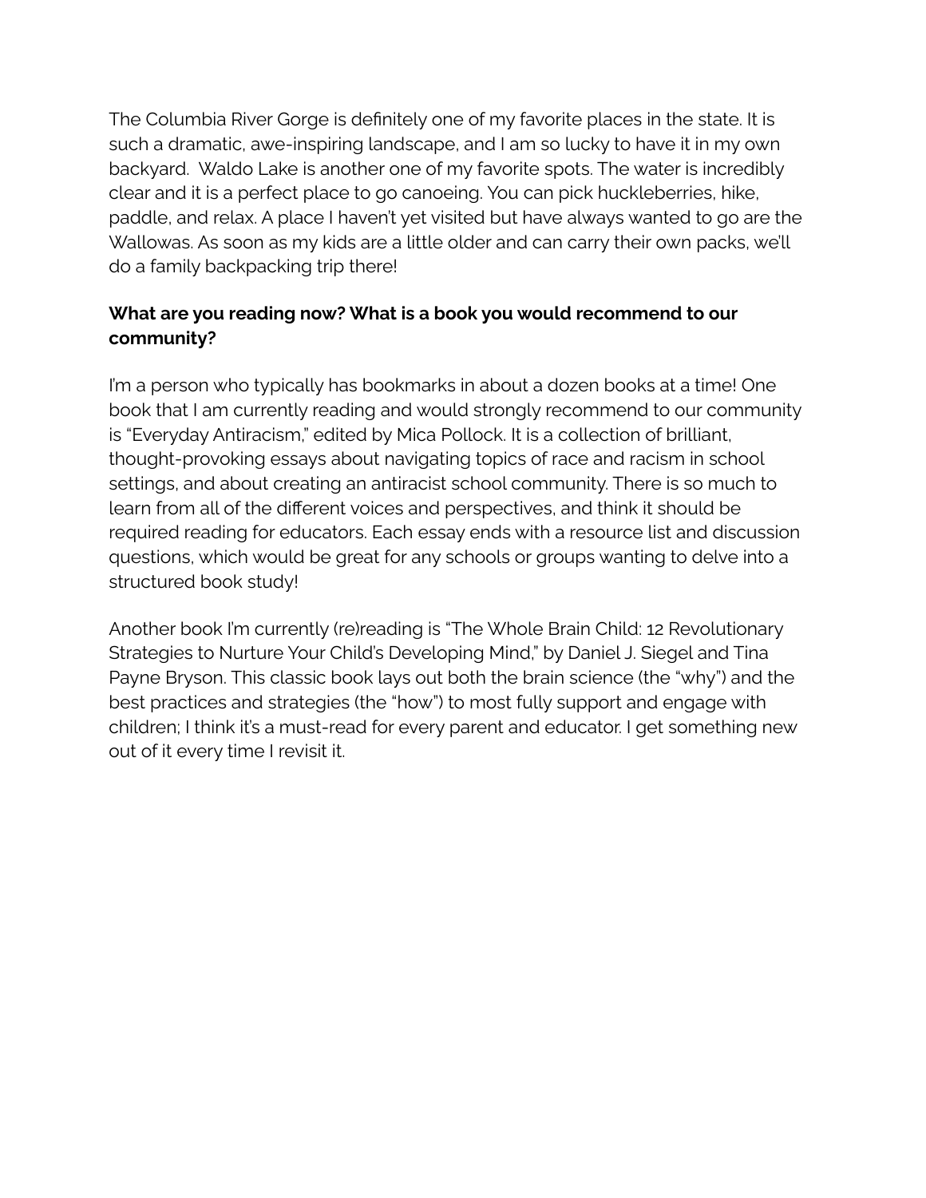The Columbia River Gorge is definitely one of my favorite places in the state. It is such a dramatic, awe-inspiring landscape, and I am so lucky to have it in my own backyard.  Waldo Lake is another one of my favorite spots. The water is incredibly clear and it is a perfect place to go canoeing. You can pick huckleberries, hike, paddle, and relax. A place I haven't yet visited but have always wanted to go are the Wallowas. As soon as my kids are a little older and can carry their own packs, we'll do a family backpacking trip there!

**What are you reading now? What is a book you would recommend to our community?**

I'm a person who typically has bookmarks in about a dozen books at a time! One book that I am currently reading and would strongly recommend to our community is "Everyday Antiracism," edited by Mica Pollock. It is a collection of brilliant, thought-provoking essays about navigating topics of race and racism in school settings, and about creating an antiracist school community. There is so much to learn from all of the different voices and perspectives, and think it should be required reading for educators. Each essay ends with a resource list and discussion questions, which would be great for any schools or groups wanting to delve into a structured book study!

Another book I'm currently (re)reading is "The Whole Brain Child: 12 Revolutionary Strategies to Nurture Your Child's Developing Mind," by Daniel J. Siegel and Tina Payne Bryson. This classic book lays out both the brain science (the "why") and the best practices and strategies (the "how") to most fully support and engage with children; I think it's a must-read for every parent and educator. I get something new out of it every time I revisit it.